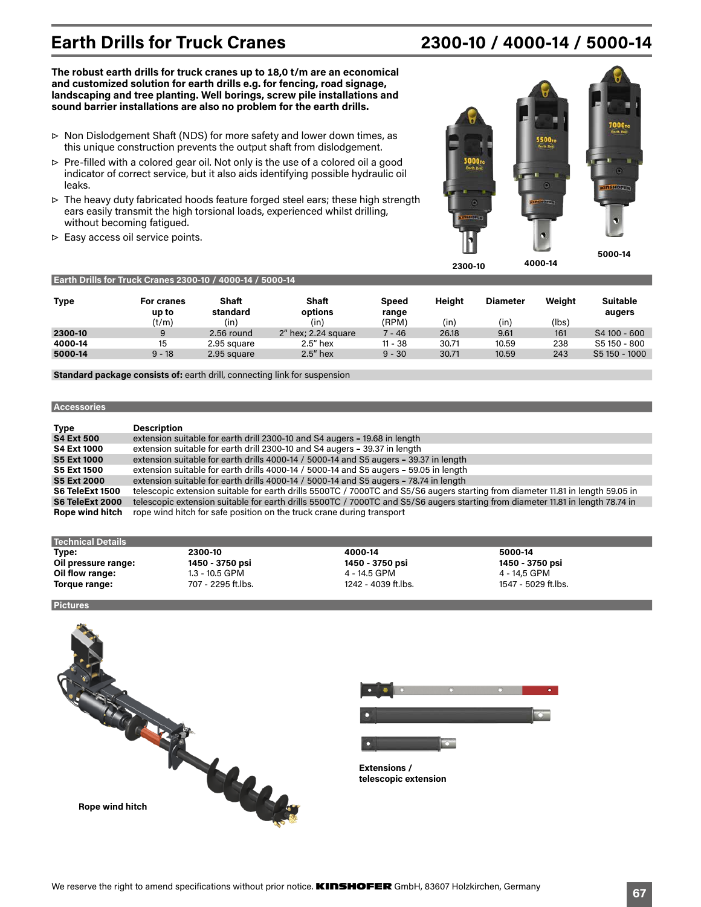# Earth Drills for Truck Cranes

## 2300-10 / 4000-14 / 5000-14

**The robust earth drills for truck cranes up to 18,0 t/m are an economical and customized solution for earth drills e.g. for fencing, road signage, landscaping and tree planting. Well borings, screw pile installations and sound barrier installations are also no problem for the earth drills.**

- Non Dislodgement Shaft (NDS) for more safety and lower down times, as this unique construction prevents the output shaft from dislodgement.
- Pre-filled with a colored gear oil. Not only is the use of a colored oil a good indicator of correct service, but it also aids identifying possible hydraulic oil leaks.
- The heavy duty fabricated hoods feature forged steel ears; these high strength ears easily transmit the high torsional loads, experienced whilst drilling, without becoming fatigued.
- Easy access oil service points.

2300-10 4000-14 5000-14

### Earth Drills for Truck Cranes 2300-10 / 4000-14 / 5000-14

| Type | For cranes up to (t/m) | Shaft standard (in) | Shaft options (in) | Speed range (RPM) | Height (in) | Diameter (in) | Weight (lbs) | Suitable augers |
|---|---|---|---|---|---|---|---|---|
| **2300-10** | 9 | 2.56 round | 2" hex; 2.24 square | 7 - 46 | 26.18 | 9.61 | 161 | S4 100 - 600 |
| **4000-14** | 15 | 2.95 square | 2.5" hex | 11 - 38 | 30.71 | 10.59 | 238 | S5 150 - 800 |
| **5000-14** | 9 - 18 | 2.95 square | 2.5" hex | 9 - 30 | 30.71 | 10.59 | 243 | S5 150 - 1000 |

**Standard package consists of:** earth drill, connecting link for suspension

### Accessories

| Type | Description |
|---|---|
| **S4 Ext 500** | extension suitable for earth drill 2300-10 and S4 augers – 19.68 in length |
| **S4 Ext 1000** | extension suitable for earth drill 2300-10 and S4 augers – 39.37 in length |
| **S5 Ext 1000** | extension suitable for earth drills 4000-14 / 5000-14 and S5 augers – 39.37 in length |
| **S5 Ext 1500** | extension suitable for earth drills 4000-14 / 5000-14 and S5 augers – 59.05 in length |
| **S5 Ext 2000** | extension suitable for earth drills 4000-14 / 5000-14 and S5 augers – 78.74 in length |
| **S6 TeleExt 1500** | telescopic extension suitable for earth drills 5500TC / 7000TC and S5/S6 augers starting from diameter 11.81 in length 59.05 in |
| **S6 TeleExt 2000** | telescopic extension suitable for earth drills 5500TC / 7000TC and S5/S6 augers starting from diameter 11.81 in length 78.74 in |
| **Rope wind hitch** | rope wind hitch for safe position on the truck crane during transport |

### Technical Details

| **Type:** | **2300-10** | **4000-14** | **5000-14** |
|---|---|---|---|
| **Oil pressure range:** | **1450 - 3750 psi** | **1450 - 3750 psi** | **1450 - 3750 psi** |
| **Oil flow range:** | 1.3 - 10.5 GPM | 4 - 14.5 GPM | 4 - 14,5 GPM |
| **Torque range:** | 707 - 2295 ft.lbs. | 1242 - 4039 ft.lbs. | 1547 - 5029 ft.lbs. |

### Pictures

**Rope wind hitch**

**Extensions / telescopic extension**

We reserve the right to amend specifications without prior notice. KINSHOFER GmbH, 83607 Holzkirchen, Germany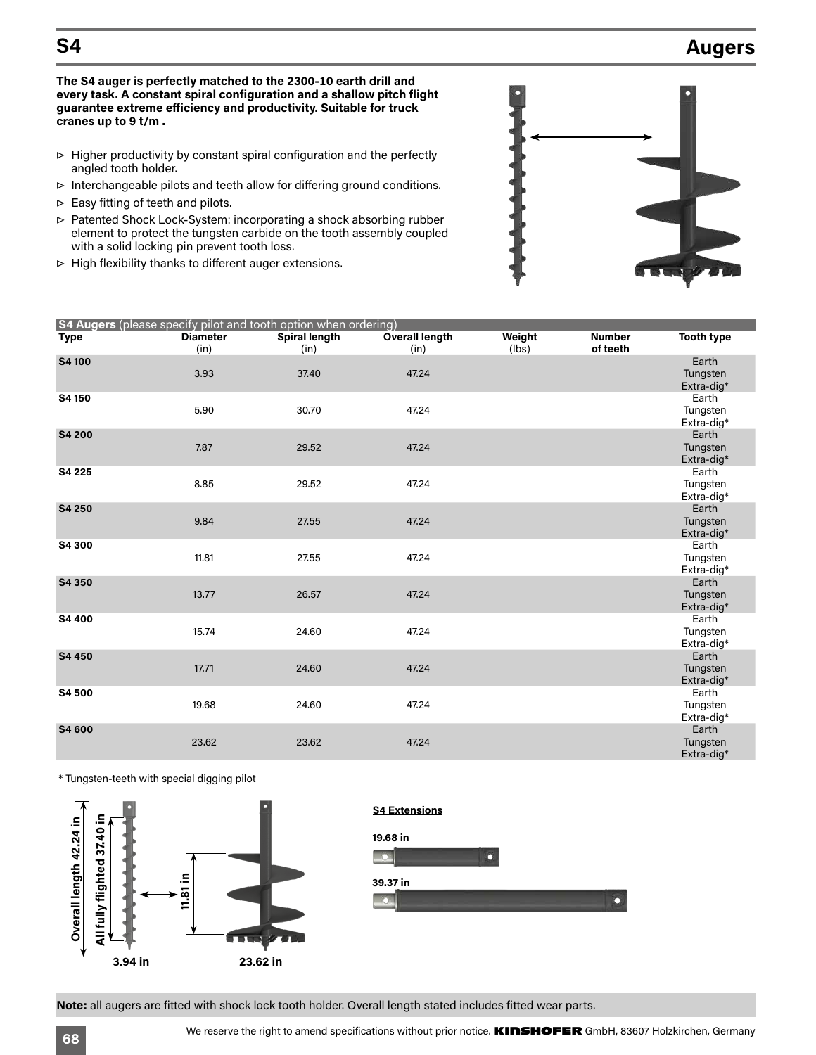# S4 Augers

**The S4 auger is perfectly matched to the 2300-10 earth drill and every task. A constant spiral configuration and a shallow pitch flight guarantee extreme efficiency and productivity. Suitable for truck cranes up to 9 t/m .**

- ▹ Higher productivity by constant spiral configuration and the perfectly angled tooth holder.
- ▹ Interchangeable pilots and teeth allow for differing ground conditions.
- ▹ Easy fitting of teeth and pilots.
- ▹ Patented Shock Lock-System: incorporating a shock absorbing rubber element to protect the tungsten carbide on the tooth assembly coupled with a solid locking pin prevent tooth loss.
- ▹ High flexibility thanks to different auger extensions.

**S4 Augers** (please specify pilot and tooth option when ordering)

| Type | Diameter (in) | Spiral length (in) | Overall length (in) | Weight (lbs) | Number of teeth | Tooth type |
|---|---|---|---|---|---|---|
| **S4 100** | 3.93 | 37.40 | 47.24 | | | Earth Tungsten Extra-dig* |
| **S4 150** | 5.90 | 30.70 | 47.24 | | | Earth Tungsten Extra-dig* |
| **S4 200** | 7.87 | 29.52 | 47.24 | | | Earth Tungsten Extra-dig* |
| **S4 225** | 8.85 | 29.52 | 47.24 | | | Earth Tungsten Extra-dig* |
| **S4 250** | 9.84 | 27.55 | 47.24 | | | Earth Tungsten Extra-dig* |
| **S4 300** | 11.81 | 27.55 | 47.24 | | | Earth Tungsten Extra-dig* |
| **S4 350** | 13.77 | 26.57 | 47.24 | | | Earth Tungsten Extra-dig* |
| **S4 400** | 15.74 | 24.60 | 47.24 | | | Earth Tungsten Extra-dig* |
| **S4 450** | 17.71 | 24.60 | 47.24 | | | Earth Tungsten Extra-dig* |
| **S4 500** | 19.68 | 24.60 | 47.24 | | | Earth Tungsten Extra-dig* |
| **S4 600** | 23.62 | 23.62 | 47.24 | | | Earth Tungsten Extra-dig* |

\* Tungsten-teeth with special digging pilot

Overall length 42.24 in — All fully flighted 37.40 in — 11.81 in — 3.94 in — 23.62 in

**S4 Extensions**

19.68 in

39.37 in

**Note:** all augers are fitted with shock lock tooth holder. Overall length stated includes fitted wear parts.

We reserve the right to amend specifications without prior notice. **KINSHOFER** GmbH, 83607 Holzkirchen, Germany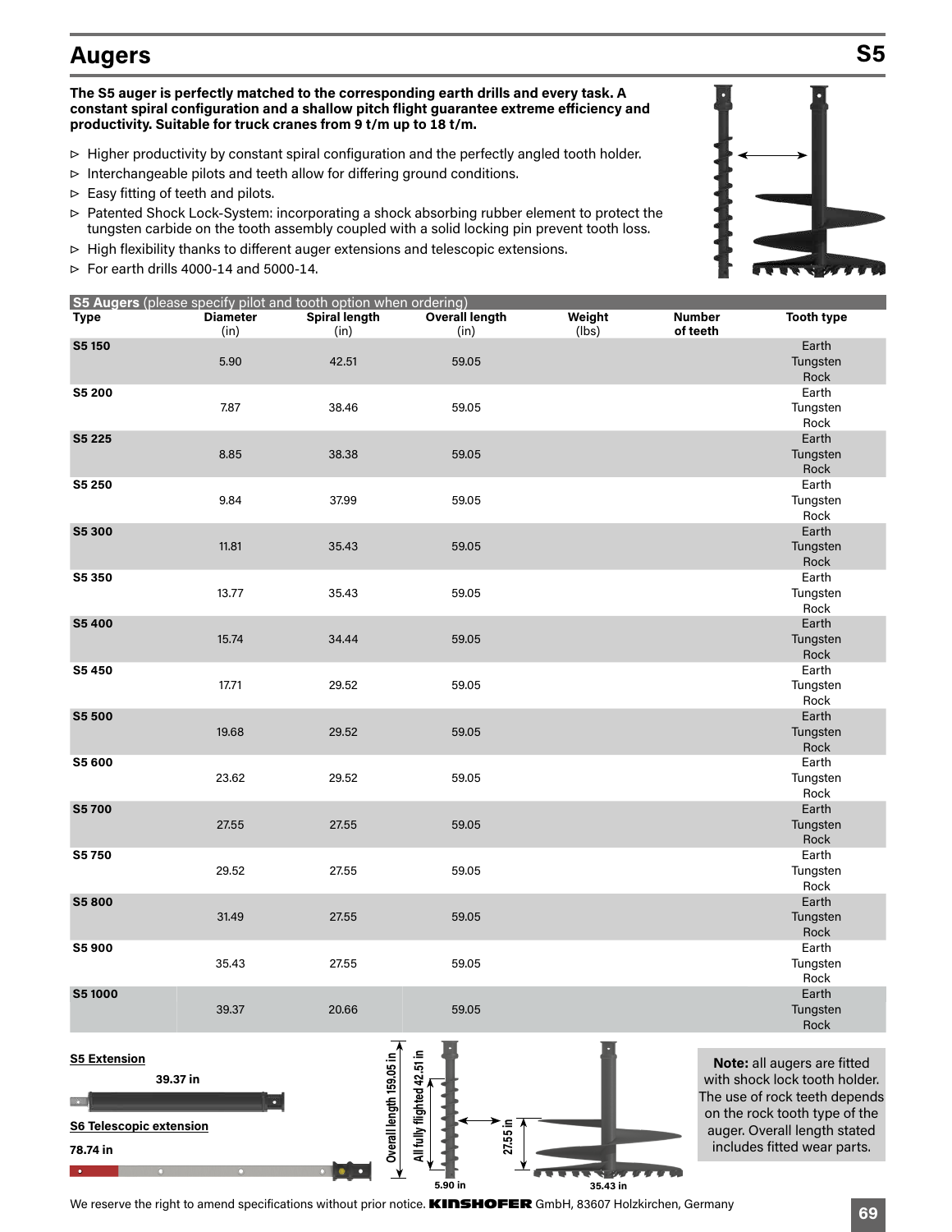# Augers

**S5**

**The S5 auger is perfectly matched to the corresponding earth drills and every task. A constant spiral configuration and a shallow pitch flight guarantee extreme efficiency and productivity. Suitable for truck cranes from 9 t/m up to 18 t/m.**

- Higher productivity by constant spiral configuration and the perfectly angled tooth holder.
- Interchangeable pilots and teeth allow for differing ground conditions.
- Easy fitting of teeth and pilots.
- Patented Shock Lock-System: incorporating a shock absorbing rubber element to protect the tungsten carbide on the tooth assembly coupled with a solid locking pin prevent tooth loss.
- High flexibility thanks to different auger extensions and telescopic extensions.
- For earth drills 4000-14 and 5000-14.

**S5 Augers** (please specify pilot and tooth option when ordering)

| Type | Diameter (in) | Spiral length (in) | Overall length (in) | Weight (lbs) | Number of teeth | Tooth type |
|---|---|---|---|---|---|---|
| S5 150 | 5.90 | 42.51 | 59.05 | | | Earth<br>Tungsten<br>Rock |
| S5 200 | 7.87 | 38.46 | 59.05 | | | Earth<br>Tungsten<br>Rock |
| S5 225 | 8.85 | 38.38 | 59.05 | | | Earth<br>Tungsten<br>Rock |
| S5 250 | 9.84 | 37.99 | 59.05 | | | Earth<br>Tungsten<br>Rock |
| S5 300 | 11.81 | 35.43 | 59.05 | | | Earth<br>Tungsten<br>Rock |
| S5 350 | 13.77 | 35.43 | 59.05 | | | Earth<br>Tungsten<br>Rock |
| S5 400 | 15.74 | 34.44 | 59.05 | | | Earth<br>Tungsten<br>Rock |
| S5 450 | 17.71 | 29.52 | 59.05 | | | Earth<br>Tungsten<br>Rock |
| S5 500 | 19.68 | 29.52 | 59.05 | | | Earth<br>Tungsten<br>Rock |
| S5 600 | 23.62 | 29.52 | 59.05 | | | Earth<br>Tungsten<br>Rock |
| S5 700 | 27.55 | 27.55 | 59.05 | | | Earth<br>Tungsten<br>Rock |
| S5 750 | 29.52 | 27.55 | 59.05 | | | Earth<br>Tungsten<br>Rock |
| S5 800 | 31.49 | 27.55 | 59.05 | | | Earth<br>Tungsten<br>Rock |
| S5 900 | 35.43 | 27.55 | 59.05 | | | Earth<br>Tungsten<br>Rock |
| S5 1000 | 39.37 | 20.66 | 59.05 | | | Earth<br>Tungsten<br>Rock |

**S5 Extension**

39.37 in

**S6 Telescopic extension**

78.74 in

Overall length 159.05 in

All fully flighted 42.51 in

27.55 in

5.90 in

35.43 in

**Note:** all augers are fitted with shock lock tooth holder. The use of rock teeth depends on the rock tooth type of the auger. Overall length stated includes fitted wear parts.

We reserve the right to amend specifications without prior notice. KINSHOFER GmbH, 83607 Holzkirchen, Germany